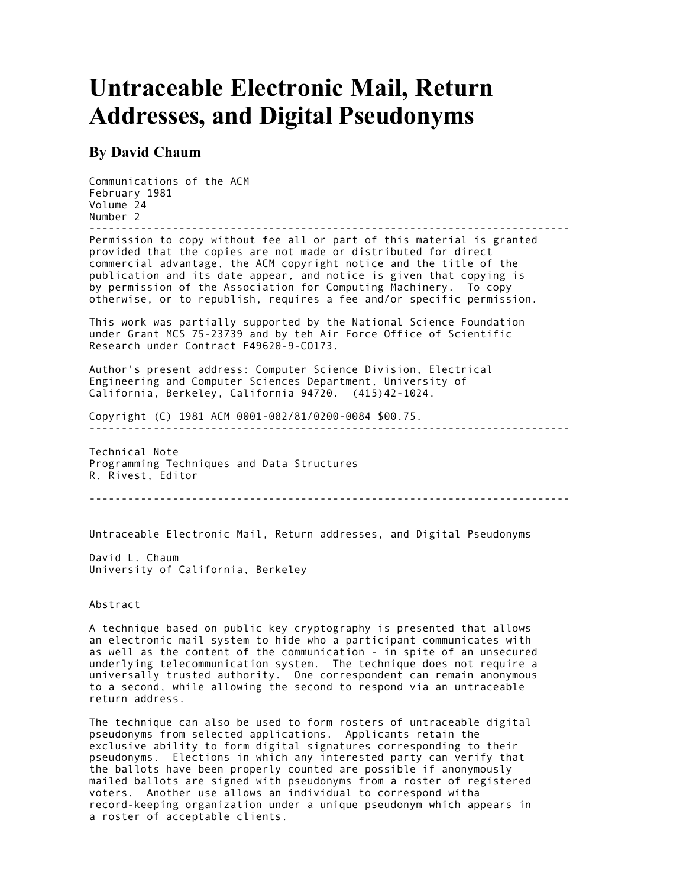# Untraceable Electronic Mail, Return Addresses, and Digital Pseudonyms

## By David Chaum

Communications of the ACM
February 1981
Volume 24
Number 2

---

Permission to copy without fee all or part of this material is granted provided that the copies are not made or distributed for direct commercial advantage, the ACM copyright notice and the title of the publication and its date appear, and notice is given that copying is by permission of the Association for Computing Machinery. To copy otherwise, or to republish, requires a fee and/or specific permission.

This work was partially supported by the National Science Foundation under Grant MCS 75-23739 and by teh Air Force Office of Scientific Research under Contract F49620-9-CO173.

Author's present address: Computer Science Division, Electrical Engineering and Computer Sciences Department, University of California, Berkeley, California 94720. (415)42-1024.

Copyright (C) 1981 ACM 0001-082/81/0200-0084 $00.75.

---

Technical Note
Programming Techniques and Data Structures
R. Rivest, Editor

---

Untraceable Electronic Mail, Return addresses, and Digital Pseudonyms

David L. Chaum
University of California, Berkeley

Abstract

A technique based on public key cryptography is presented that allows an electronic mail system to hide who a participant communicates with as well as the content of the communication - in spite of an unsecured underlying telecommunication system. The technique does not require a universally trusted authority. One correspondent can remain anonymous to a second, while allowing the second to respond via an untraceable return address.

The technique can also be used to form rosters of untraceable digital pseudonyms from selected applications. Applicants retain the exclusive ability to form digital signatures corresponding to their pseudonyms. Elections in which any interested party can verify that the ballots have been properly counted are possible if anonymously mailed ballots are signed with pseudonyms from a roster of registered voters. Another use allows an individual to correspond witha record-keeping organization under a unique pseudonym which appears in a roster of acceptable clients.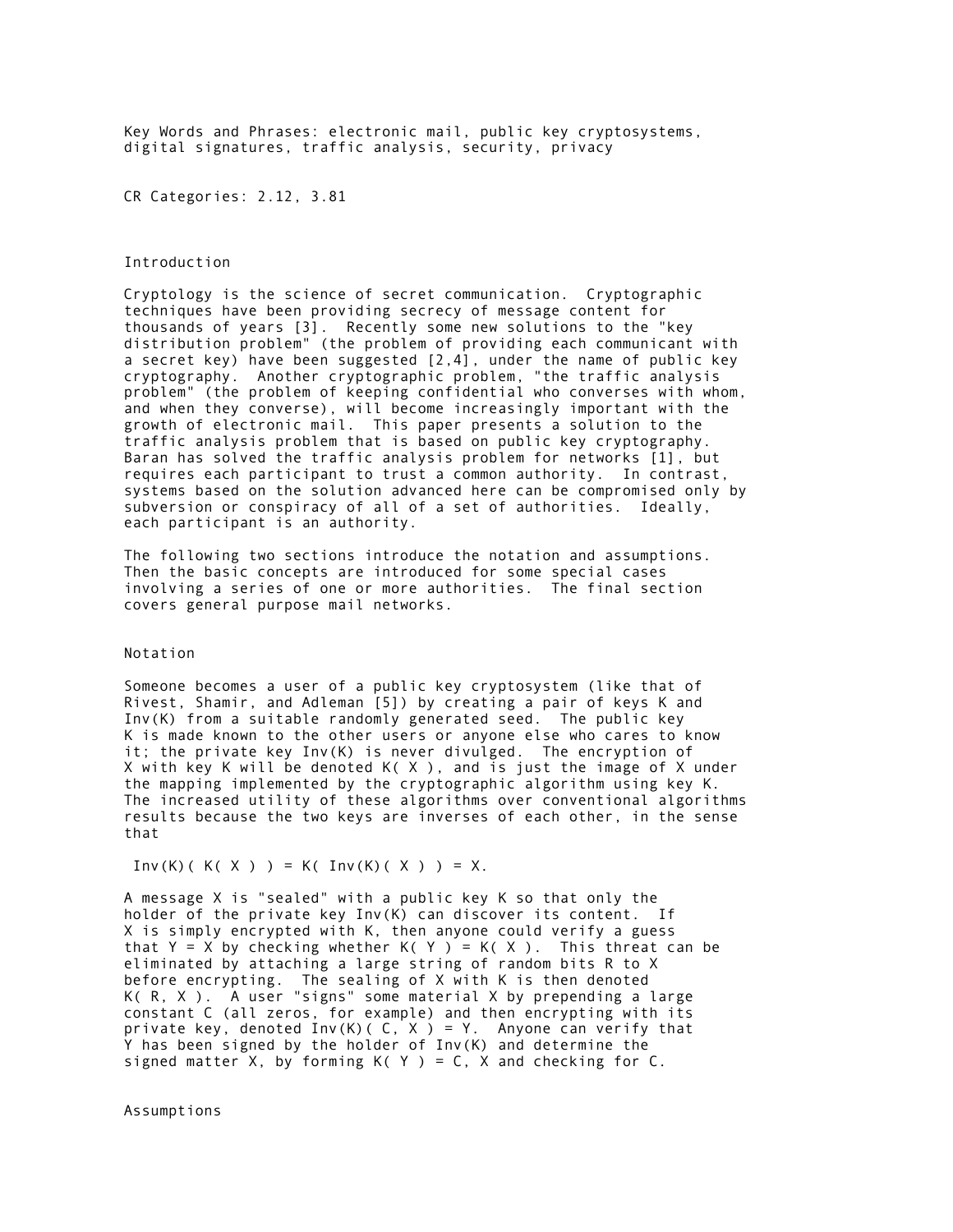Key Words and Phrases: electronic mail, public key cryptosystems, digital signatures, traffic analysis, security, privacy

CR Categories: 2.12, 3.81

## Introduction

Cryptology is the science of secret communication. Cryptographic techniques have been providing secrecy of message content for thousands of years [3]. Recently some new solutions to the "key distribution problem" (the problem of providing each communicant with a secret key) have been suggested [2,4], under the name of public key cryptography. Another cryptographic problem, "the traffic analysis problem" (the problem of keeping confidential who converses with whom, and when they converse), will become increasingly important with the growth of electronic mail. This paper presents a solution to the traffic analysis problem that is based on public key cryptography. Baran has solved the traffic analysis problem for networks [1], but requires each participant to trust a common authority. In contrast, systems based on the solution advanced here can be compromised only by subversion or conspiracy of all of a set of authorities. Ideally, each participant is an authority.

The following two sections introduce the notation and assumptions. Then the basic concepts are introduced for some special cases involving a series of one or more authorities. The final section covers general purpose mail networks.

## Notation

Someone becomes a user of a public key cryptosystem (like that of Rivest, Shamir, and Adleman [5]) by creating a pair of keys K and Inv(K) from a suitable randomly generated seed. The public key K is made known to the other users or anyone else who cares to know it; the private key Inv(K) is never divulged. The encryption of X with key K will be denoted K( X ), and is just the image of X under the mapping implemented by the cryptographic algorithm using key K. The increased utility of these algorithms over conventional algorithms results because the two keys are inverses of each other, in the sense that

$$Inv(K)( K( X ) ) = K( Inv(K)( X ) ) = X.$$

A message X is "sealed" with a public key K so that only the holder of the private key Inv(K) can discover its content. If X is simply encrypted with K, then anyone could verify a guess that Y = X by checking whether K( Y ) = K( X ). This threat can be eliminated by attaching a large string of random bits R to X before encrypting. The sealing of X with K is then denoted K( R, X ). A user "signs" some material X by prepending a large constant C (all zeros, for example) and then encrypting with its private key, denoted Inv(K)( C, X ) = Y. Anyone can verify that Y has been signed by the holder of Inv(K) and determine the signed matter X, by forming K( Y ) = C, X and checking for C.

## Assumptions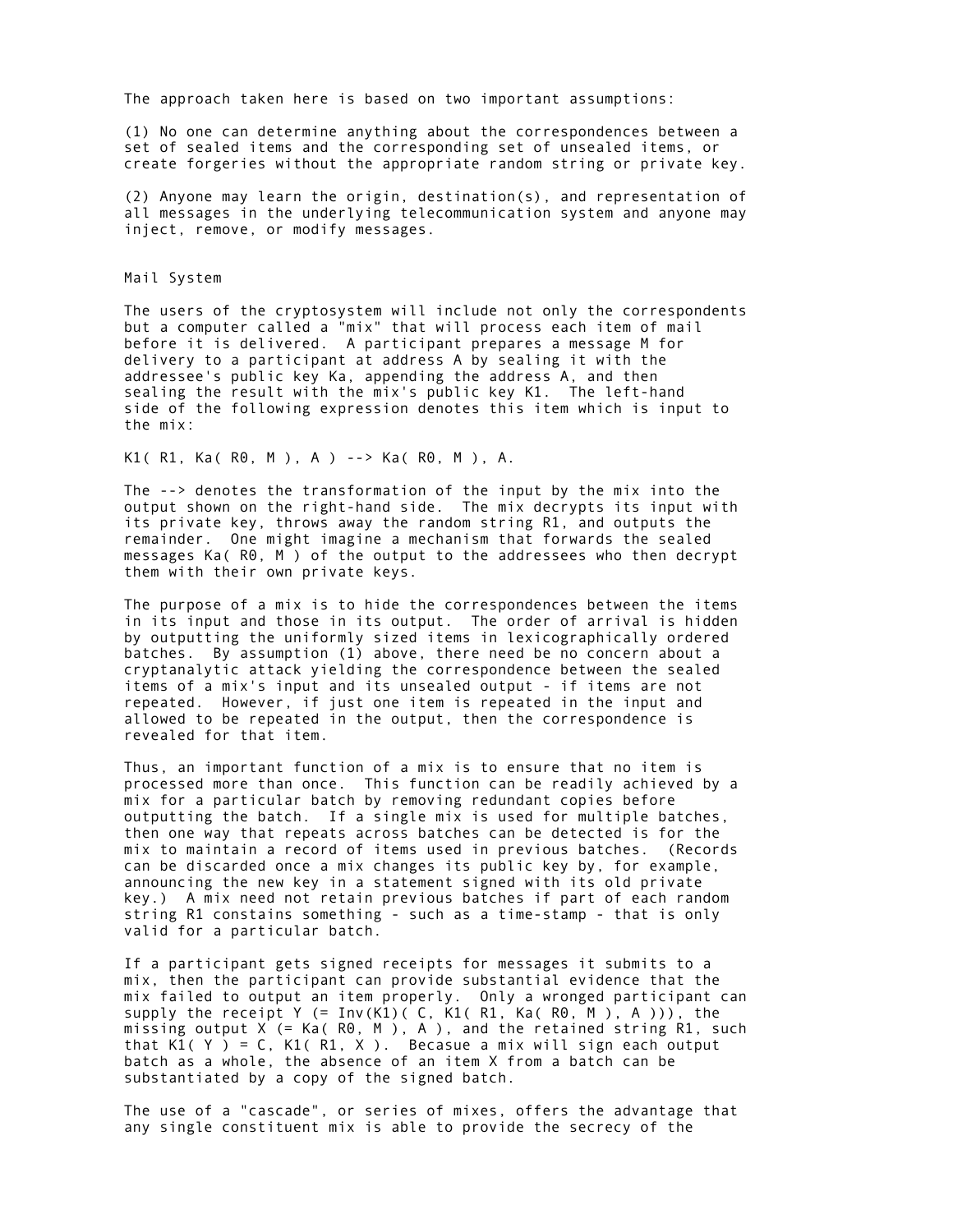The approach taken here is based on two important assumptions:

(1) No one can determine anything about the correspondences between a set of sealed items and the corresponding set of unsealed items, or create forgeries without the appropriate random string or private key.

(2) Anyone may learn the origin, destination(s), and representation of all messages in the underlying telecommunication system and anyone may inject, remove, or modify messages.

## Mail System

The users of the cryptosystem will include not only the correspondents but a computer called a "mix" that will process each item of mail before it is delivered. A participant prepares a message M for delivery to a participant at address A by sealing it with the addressee's public key Ka, appending the address A, and then sealing the result with the mix's public key K1. The left-hand side of the following expression denotes this item which is input to the mix:

$$K1( R1, Ka( R0, M ), A ) \longrightarrow Ka( R0, M ), A.$$

The --> denotes the transformation of the input by the mix into the output shown on the right-hand side. The mix decrypts its input with its private key, throws away the random string R1, and outputs the remainder. One might imagine a mechanism that forwards the sealed messages Ka( R0, M ) of the output to the addressees who then decrypt them with their own private keys.

The purpose of a mix is to hide the correspondences between the items in its input and those in its output. The order of arrival is hidden by outputting the uniformly sized items in lexicographically ordered batches. By assumption (1) above, there need be no concern about a cryptanalytic attack yielding the correspondence between the sealed items of a mix's input and its unsealed output - if items are not repeated. However, if just one item is repeated in the input and allowed to be repeated in the output, then the correspondence is revealed for that item.

Thus, an important function of a mix is to ensure that no item is processed more than once. This function can be readily achieved by a mix for a particular batch by removing redundant copies before outputting the batch. If a single mix is used for multiple batches, then one way that repeats across batches can be detected is for the mix to maintain a record of items used in previous batches. (Records can be discarded once a mix changes its public key by, for example, announcing the new key in a statement signed with its old private key.) A mix need not retain previous batches if part of each random string R1 constains something - such as a time-stamp - that is only valid for a particular batch.

If a participant gets signed receipts for messages it submits to a mix, then the participant can provide substantial evidence that the mix failed to output an item properly. Only a wronged participant can supply the receipt Y (= Inv(K1)( C, K1( R1, Ka( R0, M ), A ))), the missing output X (= Ka( R0, M ), A ), and the retained string R1, such that K1( Y ) = C, K1( R1, X ). Becasue a mix will sign each output batch as a whole, the absence of an item X from a batch can be substantiated by a copy of the signed batch.

The use of a "cascade", or series of mixes, offers the advantage that any single constituent mix is able to provide the secrecy of the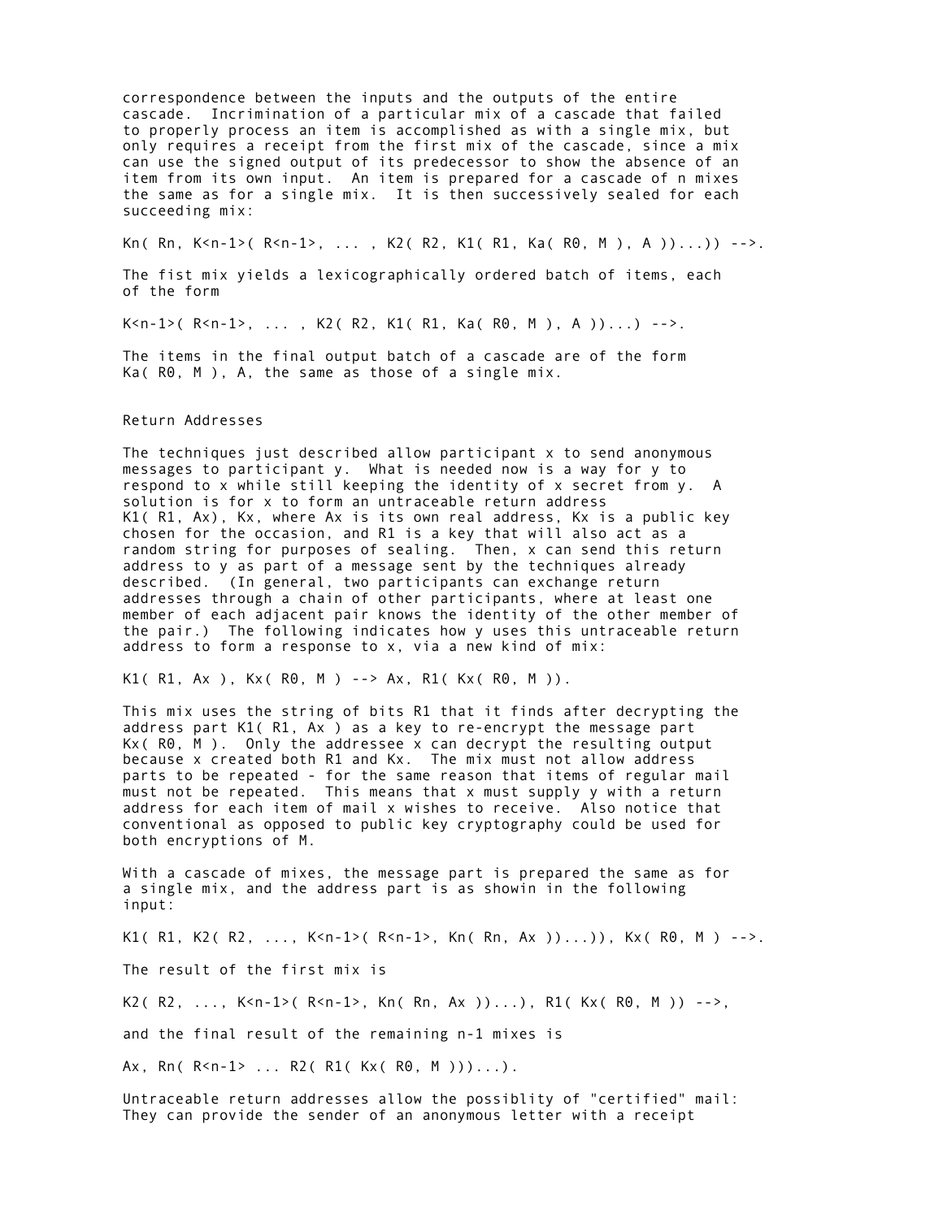correspondence between the inputs and the outputs of the entire cascade. Incrimination of a particular mix of a cascade that failed to properly process an item is accomplished as with a single mix, but only requires a receipt from the first mix of the cascade, since a mix can use the signed output of its predecessor to show the absence of an item from its own input. An item is prepared for a cascade of n mixes the same as for a single mix. It is then successively sealed for each succeeding mix:

$$K_n( R_n, K_{n-1}( R_{n-1}, \ldots , K_2( R_2, K_1( R_1, K_a( R_0, M ), A ))\ldots)) \longrightarrow.$$

The fist mix yields a lexicographically ordered batch of items, each of the form

$$K_{n-1}( R_{n-1}, \ldots , K_2( R_2, K_1( R_1, K_a( R_0, M ), A ))\ldots) \longrightarrow.$$

The items in the final output batch of a cascade are of the form $K_a( R_0, M ), A$, the same as those of a single mix.

## Return Addresses

The techniques just described allow participant x to send anonymous messages to participant y. What is needed now is a way for y to respond to x while still keeping the identity of x secret from y. A solution is for x to form an untraceable return address $K_1( R_1, A_x), K_x$, where $A_x$ is its own real address, $K_x$ is a public key chosen for the occasion, and $R_1$ is a key that will also act as a random string for purposes of sealing. Then, x can send this return address to y as part of a message sent by the techniques already described. (In general, two participants can exchange return addresses through a chain of other participants, where at least one member of each adjacent pair knows the identity of the other member of the pair.) The following indicates how y uses this untraceable return address to form a response to x, via a new kind of mix:

$$K_1( R_1, A_x ), K_x( R_0, M ) \longrightarrow A_x, R_1( K_x( R_0, M )).$$

This mix uses the string of bits $R_1$ that it finds after decrypting the address part $K_1( R_1, A_x )$ as a key to re-encrypt the message part $K_x( R_0, M )$. Only the addressee x can decrypt the resulting output because x created both $R_1$ and $K_x$. The mix must not allow address parts to be repeated - for the same reason that items of regular mail must not be repeated. This means that x must supply y with a return address for each item of mail x wishes to receive. Also notice that conventional as opposed to public key cryptography could be used for both encryptions of M.

With a cascade of mixes, the message part is prepared the same as for a single mix, and the address part is as showin in the following input:

$$K_1( R_1, K_2( R_2, \ldots, K_{n-1}( R_{n-1}, K_n( R_n, A_x ))\ldots)), K_x( R_0, M ) \longrightarrow.$$

The result of the first mix is

$$K_2( R_2, \ldots, K_{n-1}( R_{n-1}, K_n( R_n, A_x ))\ldots), R_1( K_x( R_0, M )) \longrightarrow,$$

and the final result of the remaining n-1 mixes is

$$A_x, R_n( R_{n-1} \ldots R_2( R_1( K_x( R_0, M )))\ldots).$$

Untraceable return addresses allow the possiblity of "certified" mail: They can provide the sender of an anonymous letter with a receipt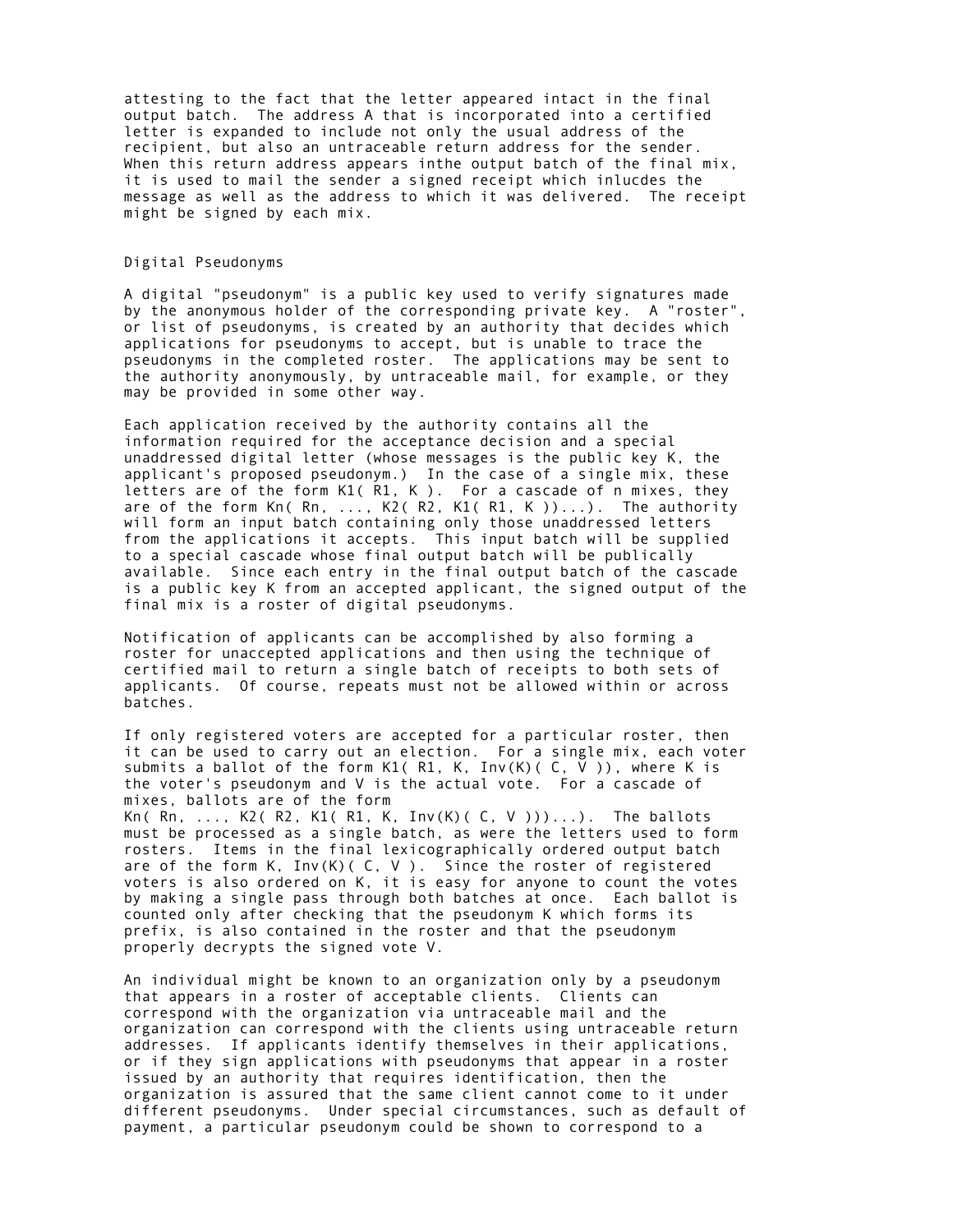attesting to the fact that the letter appeared intact in the final output batch. The address A that is incorporated into a certified letter is expanded to include not only the usual address of the recipient, but also an untraceable return address for the sender. When this return address appears inthe output batch of the final mix, it is used to mail the sender a signed receipt which inlucdes the message as well as the address to which it was delivered. The receipt might be signed by each mix.

## Digital Pseudonyms

A digital "pseudonym" is a public key used to verify signatures made by the anonymous holder of the corresponding private key. A "roster", or list of pseudonyms, is created by an authority that decides which applications for pseudonyms to accept, but is unable to trace the pseudonyms in the completed roster. The applications may be sent to the authority anonymously, by untraceable mail, for example, or they may be provided in some other way.

Each application received by the authority contains all the information required for the acceptance decision and a special unaddressed digital letter (whose messages is the public key K, the applicant's proposed pseudonym.) In the case of a single mix, these letters are of the form K1( R1, K ). For a cascade of n mixes, they are of the form Kn( Rn, ..., K2( R2, K1( R1, K ))...). The authority will form an input batch containing only those unaddressed letters from the applications it accepts. This input batch will be supplied to a special cascade whose final output batch will be publically available. Since each entry in the final output batch of the cascade is a public key K from an accepted applicant, the signed output of the final mix is a roster of digital pseudonyms.

Notification of applicants can be accomplished by also forming a roster for unaccepted applications and then using the technique of certified mail to return a single batch of receipts to both sets of applicants. Of course, repeats must not be allowed within or across batches.

If only registered voters are accepted for a particular roster, then it can be used to carry out an election. For a single mix, each voter submits a ballot of the form K1( R1, K, Inv(K)( C, V )), where K is the voter's pseudonym and V is the actual vote. For a cascade of mixes, ballots are of the form
Kn( Rn, ..., K2( R2, K1( R1, K, Inv(K)( C, V )))...). The ballots must be processed as a single batch, as were the letters used to form rosters. Items in the final lexicographically ordered output batch are of the form K, Inv(K)( C, V ). Since the roster of registered voters is also ordered on K, it is easy for anyone to count the votes by making a single pass through both batches at once. Each ballot is counted only after checking that the pseudonym K which forms its prefix, is also contained in the roster and that the pseudonym properly decrypts the signed vote V.

An individual might be known to an organization only by a pseudonym that appears in a roster of acceptable clients. Clients can correspond with the organization via untraceable mail and the organization can correspond with the clients using untraceable return addresses. If applicants identify themselves in their applications, or if they sign applications with pseudonyms that appear in a roster issued by an authority that requires identification, then the organization is assured that the same client cannot come to it under different pseudonyms. Under special circumstances, such as default of payment, a particular pseudonym could be shown to correspond to a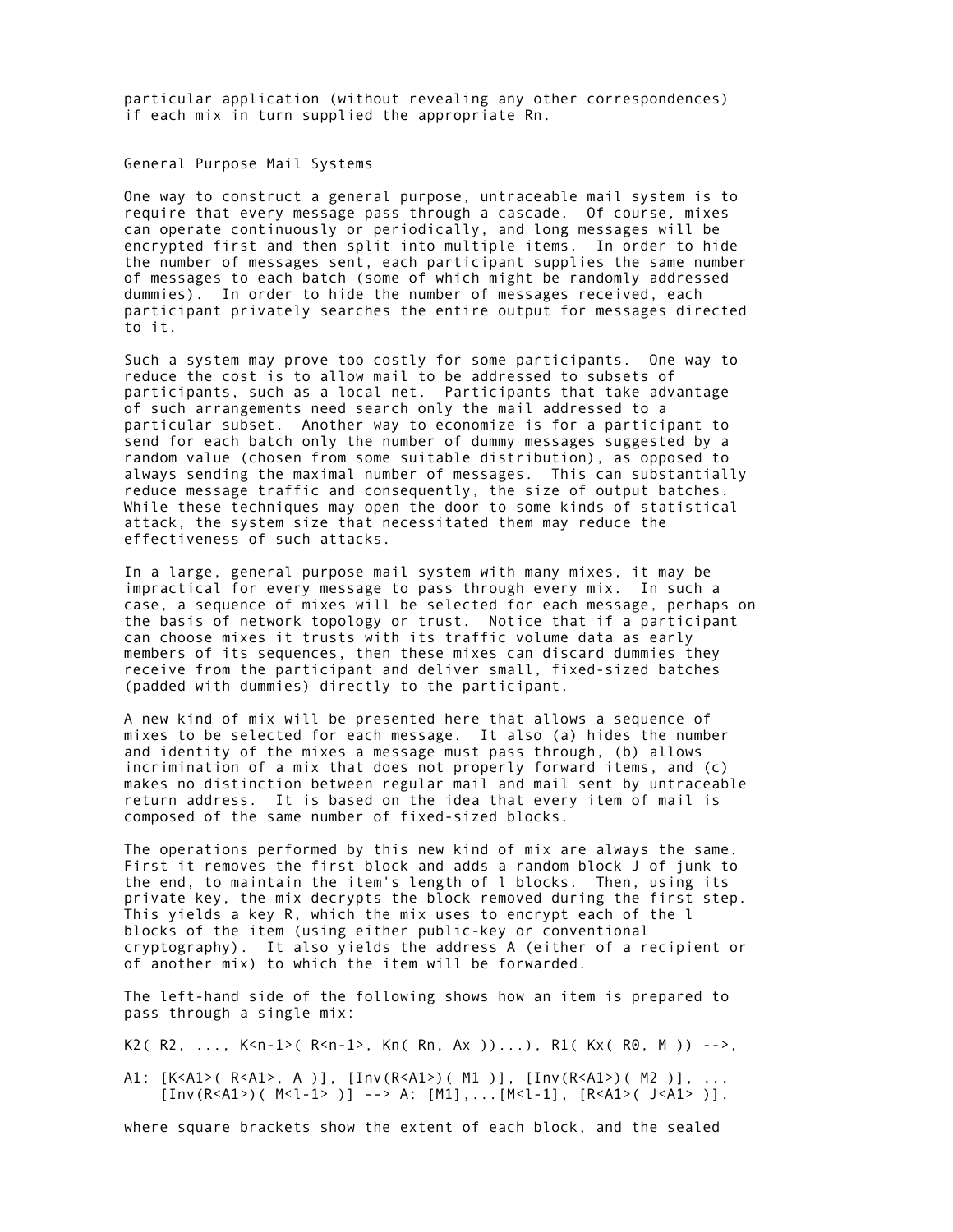particular application (without revealing any other correspondences) if each mix in turn supplied the appropriate Rn.

## General Purpose Mail Systems

One way to construct a general purpose, untraceable mail system is to require that every message pass through a cascade. Of course, mixes can operate continuously or periodically, and long messages will be encrypted first and then split into multiple items. In order to hide the number of messages sent, each participant supplies the same number of messages to each batch (some of which might be randomly addressed dummies). In order to hide the number of messages received, each participant privately searches the entire output for messages directed to it.

Such a system may prove too costly for some participants. One way to reduce the cost is to allow mail to be addressed to subsets of participants, such as a local net. Participants that take advantage of such arrangements need search only the mail addressed to a particular subset. Another way to economize is for a participant to send for each batch only the number of dummy messages suggested by a random value (chosen from some suitable distribution), as opposed to always sending the maximal number of messages. This can substantially reduce message traffic and consequently, the size of output batches. While these techniques may open the door to some kinds of statistical attack, the system size that necessitated them may reduce the effectiveness of such attacks.

In a large, general purpose mail system with many mixes, it may be impractical for every message to pass through every mix. In such a case, a sequence of mixes will be selected for each message, perhaps on the basis of network topology or trust. Notice that if a participant can choose mixes it trusts with its traffic volume data as early members of its sequences, then these mixes can discard dummies they receive from the participant and deliver small, fixed-sized batches (padded with dummies) directly to the participant.

A new kind of mix will be presented here that allows a sequence of mixes to be selected for each message. It also (a) hides the number and identity of the mixes a message must pass through, (b) allows incrimination of a mix that does not properly forward items, and (c) makes no distinction between regular mail and mail sent by untraceable return address. It is based on the idea that every item of mail is composed of the same number of fixed-sized blocks.

The operations performed by this new kind of mix are always the same. First it removes the first block and adds a random block J of junk to the end, to maintain the item's length of l blocks. Then, using its private key, the mix decrypts the block removed during the first step. This yields a key R, which the mix uses to encrypt each of the l blocks of the item (using either public-key or conventional cryptography). It also yields the address A (either of a recipient or of another mix) to which the item will be forwarded.

The left-hand side of the following shows how an item is prepared to pass through a single mix:

```
K2( R2, ..., K<n-1>( R<n-1>, Kn( Rn, Ax ))...), R1( Kx( R0, M )) -->,

A1: [K<A1>( R<A1>, A )], [Inv(R<A1>)( M1 )], [Inv(R<A1>)( M2 )], ...
    [Inv(R<A1>)( M<l-1> )] --> A: [M1],...[M<l-1], [R<A1>( J<A1> )].
```

where square brackets show the extent of each block, and the sealed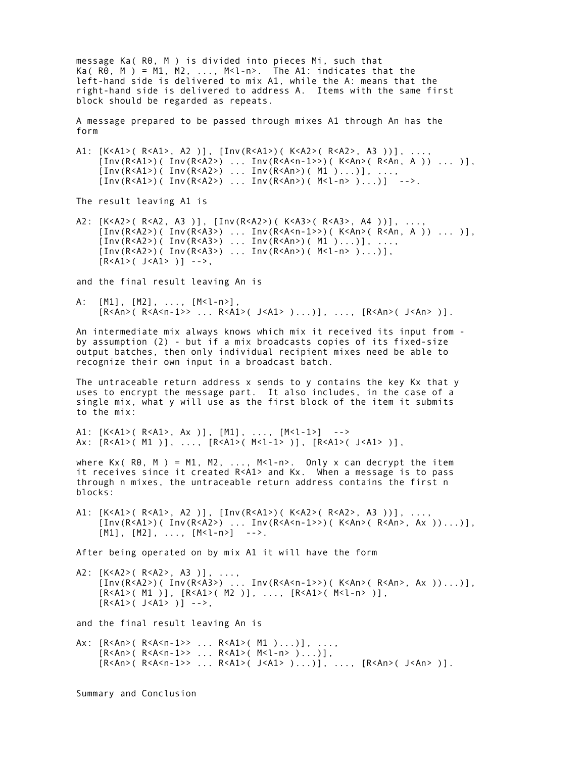message Ka( R0, M ) is divided into pieces Mi, such that Ka( R0, M ) = M1, M2, ..., M<l-n>. The A1: indicates that the left-hand side is delivered to mix A1, while the A: means that the right-hand side is delivered to address A. Items with the same first block should be regarded as repeats.

A message prepared to be passed through mixes A1 through An has the form

```
A1: [K<A1>( R<A1>, A2 )], [Inv(R<A1>)( K<A2>( R<A2>, A3 ))], ...,
    [Inv(R<A1>)( Inv(R<A2>) ... Inv(R<A<n-1>>)( K<An>( R<An, A )) ... )],
    [Inv(R<A1>)( Inv(R<A2>) ... Inv(R<An>)( M1 )...)], ...,
    [Inv(R<A1>)( Inv(R<A2>) ... Inv(R<An>)( M<l-n> )...)]  -->.
```

The result leaving A1 is

```
A2: [K<A2>( R<A2, A3 )], [Inv(R<A2>)( K<A3>( R<A3>, A4 ))], ...,
    [Inv(R<A2>)( Inv(R<A3>) ... Inv(R<A<n-1>>)( K<An>( R<An, A )) ... )],
    [Inv(R<A2>)( Inv(R<A3>) ... Inv(R<An>)( M1 )...)], ...,
    [Inv(R<A2>)( Inv(R<A3>) ... Inv(R<An>)( M<l-n> )...)],
    [R<A1>( J<A1> )] -->,
```

and the final result leaving An is

```
A:  [M1], [M2], ..., [M<l-n>],
    [R<An>( R<A<n-1>> ... R<A1>( J<A1> )...)], ..., [R<An>( J<An> )].
```

An intermediate mix always knows which mix it received its input from - by assumption (2) - but if a mix broadcasts copies of its fixed-size output batches, then only individual recipient mixes need be able to recognize their own input in a broadcast batch.

The untraceable return address x sends to y contains the key Kx that y uses to encrypt the message part. It also includes, in the case of a single mix, what y will use as the first block of the item it submits to the mix:

```
A1: [K<A1>( R<A1>, Ax )], [M1], ..., [M<l-1>]  -->
Ax: [R<A1>( M1 )], ..., [R<A1>( M<l-1> )], [R<A1>( J<A1> )],
```

where Kx( R0, M ) = M1, M2, ..., M<l-n>. Only x can decrypt the item it receives since it created R<A1> and Kx. When a message is to pass through n mixes, the untraceable return address contains the first n blocks:

```
A1: [K<A1>( R<A1>, A2 )], [Inv(R<A1>)( K<A2>( R<A2>, A3 ))], ...,
    [Inv(R<A1>)( Inv(R<A2>) ... Inv(R<A<n-1>>)( K<An>( R<An>, Ax ))...)],
    [M1], [M2], ..., [M<l-n>]  -->.
```

After being operated on by mix A1 it will have the form

```
A2: [K<A2>( R<A2>, A3 )], ...,
    [Inv(R<A2>)( Inv(R<A3>) ... Inv(R<A<n-1>>)( K<An>( R<An>, Ax ))...)],
    [R<A1>( M1 )], [R<A1>( M2 )], ..., [R<A1>( M<l-n> )],
    [R<A1>( J<A1> )] -->,
```

and the final result leaving An is

```
Ax: [R<An>( R<A<n-1>> ... R<A1>( M1 )...)], ...,
    [R<An>( R<A<n-1>> ... R<A1>( M<l-n> )...)],
    [R<An>( R<A<n-1>> ... R<A1>( J<A1> )...)], ..., [R<An>( J<An> )].
```

## Summary and Conclusion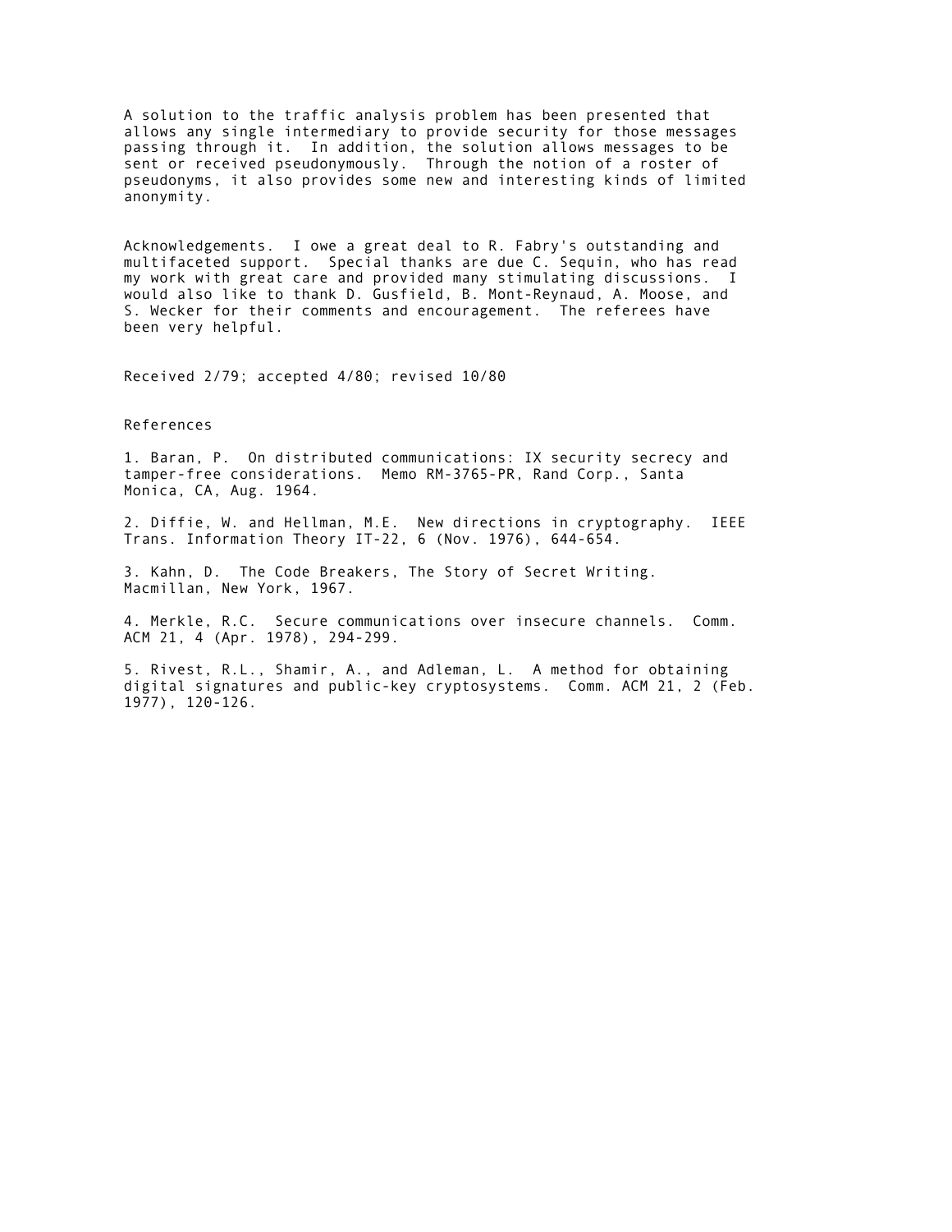A solution to the traffic analysis problem has been presented that allows any single intermediary to provide security for those messages passing through it. In addition, the solution allows messages to be sent or received pseudonymously. Through the notion of a roster of pseudonyms, it also provides some new and interesting kinds of limited anonymity.

Acknowledgements. I owe a great deal to R. Fabry's outstanding and multifaceted support. Special thanks are due C. Sequin, who has read my work with great care and provided many stimulating discussions. I would also like to thank D. Gusfield, B. Mont-Reynaud, A. Moose, and S. Wecker for their comments and encouragement. The referees have been very helpful.

Received 2/79; accepted 4/80; revised 10/80

## References

1. Baran, P. On distributed communications: IX security secrecy and tamper-free considerations. Memo RM-3765-PR, Rand Corp., Santa Monica, CA, Aug. 1964.

2. Diffie, W. and Hellman, M.E. New directions in cryptography. IEEE Trans. Information Theory IT-22, 6 (Nov. 1976), 644-654.

3. Kahn, D. The Code Breakers, The Story of Secret Writing. Macmillan, New York, 1967.

4. Merkle, R.C. Secure communications over insecure channels. Comm. ACM 21, 4 (Apr. 1978), 294-299.

5. Rivest, R.L., Shamir, A., and Adleman, L. A method for obtaining digital signatures and public-key cryptosystems. Comm. ACM 21, 2 (Feb. 1977), 120-126.